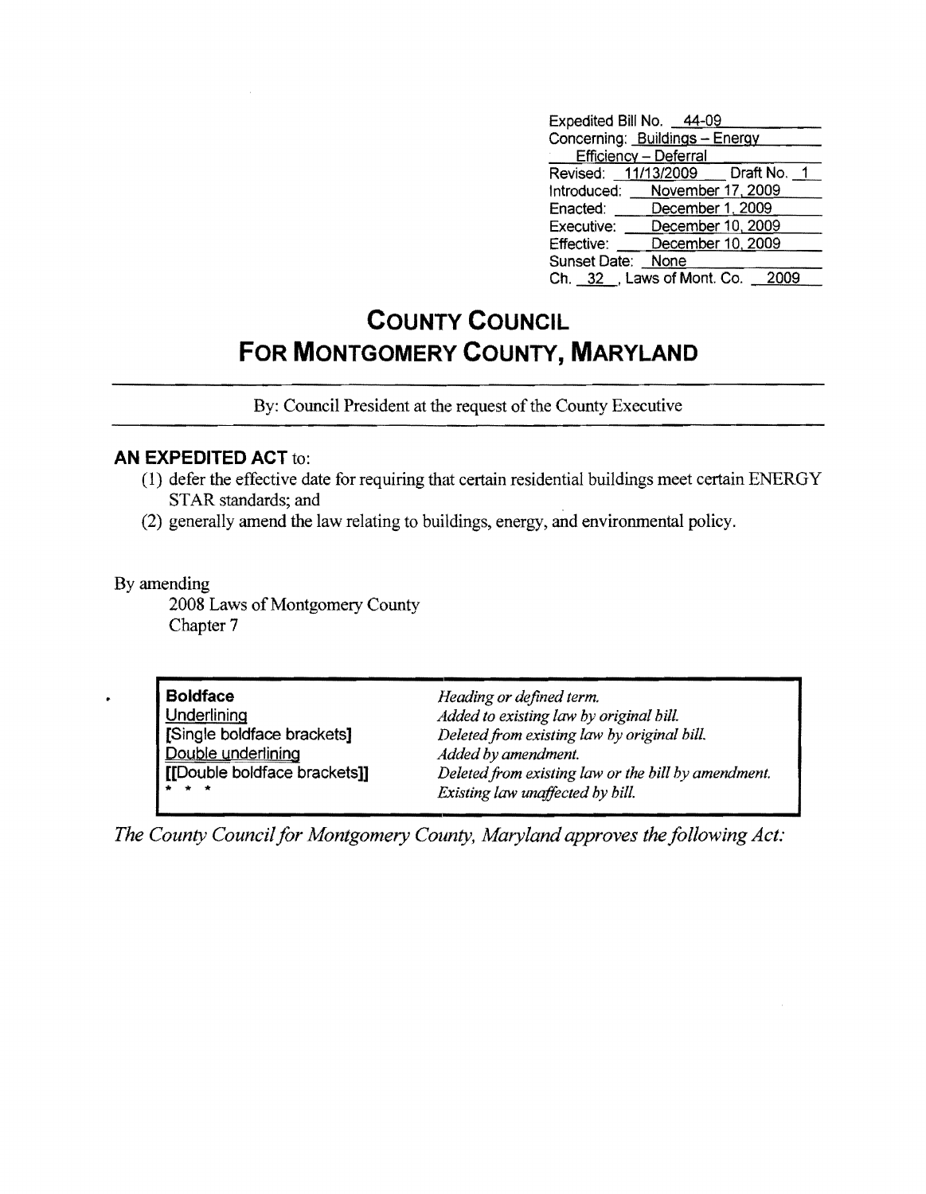Expedited Bill No. 44-09
Concerning: Buildings – Energy Efficiency – Deferral
Revised: 11/13/2009 Draft No. 1
Introduced: November 17, 2009
Enacted: December 1, 2009
Executive: December 10, 2009
Effective: December 10, 2009
Sunset Date: None
Ch. 32, Laws of Mont. Co. 2009

# COUNTY COUNCIL FOR MONTGOMERY COUNTY, MARYLAND

By: Council President at the request of the County Executive

**AN EXPEDITED ACT** to:

(1) defer the effective date for requiring that certain residential buildings meet certain ENERGY STAR standards; and
(2) generally amend the law relating to buildings, energy, and environmental policy.

By amending
2008 Laws of Montgomery County
Chapter 7

| | |
|---|---|
| **Boldface** | *Heading or defined term.* |
| Underlining | *Added to existing law by original bill.* |
| **[Single boldface brackets]** | *Deleted from existing law by original bill.* |
| Double underlining | *Added by amendment.* |
| **[[Double boldface brackets]]** | *Deleted from existing law or the bill by amendment.* |
| * * * | *Existing law unaffected by bill.* |

*The County Council for Montgomery County, Maryland approves the following Act:*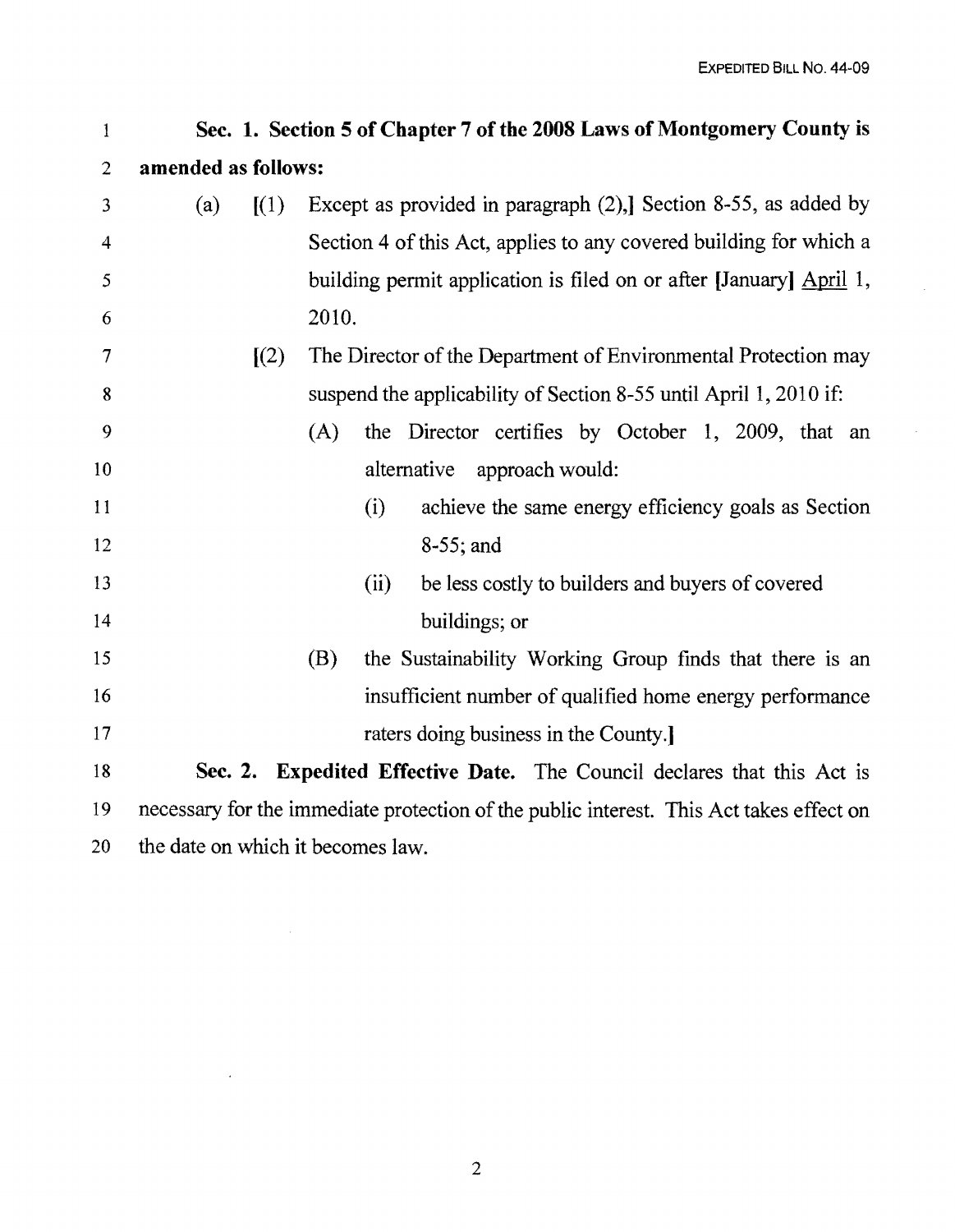**Sec. 1. Section 5 of Chapter 7 of the 2008 Laws of Montgomery County is amended as follows:**

(a) [(1) Except as provided in paragraph (2),] Section 8-55, as added by Section 4 of this Act, applies to any covered building for which a building permit application is filed on or after [January] <u>April</u> 1, 2010.

[(2) The Director of the Department of Environmental Protection may suspend the applicability of Section 8-55 until April 1, 2010 if:

(A) the Director certifies by October 1, 2009, that an alternative approach would:

(i) achieve the same energy efficiency goals as Section 8-55; and

(ii) be less costly to builders and buyers of covered buildings; or

(B) the Sustainability Working Group finds that there is an insufficient number of qualified home energy performance raters doing business in the County.]

**Sec. 2. Expedited Effective Date.** The Council declares that this Act is necessary for the immediate protection of the public interest. This Act takes effect on the date on which it becomes law.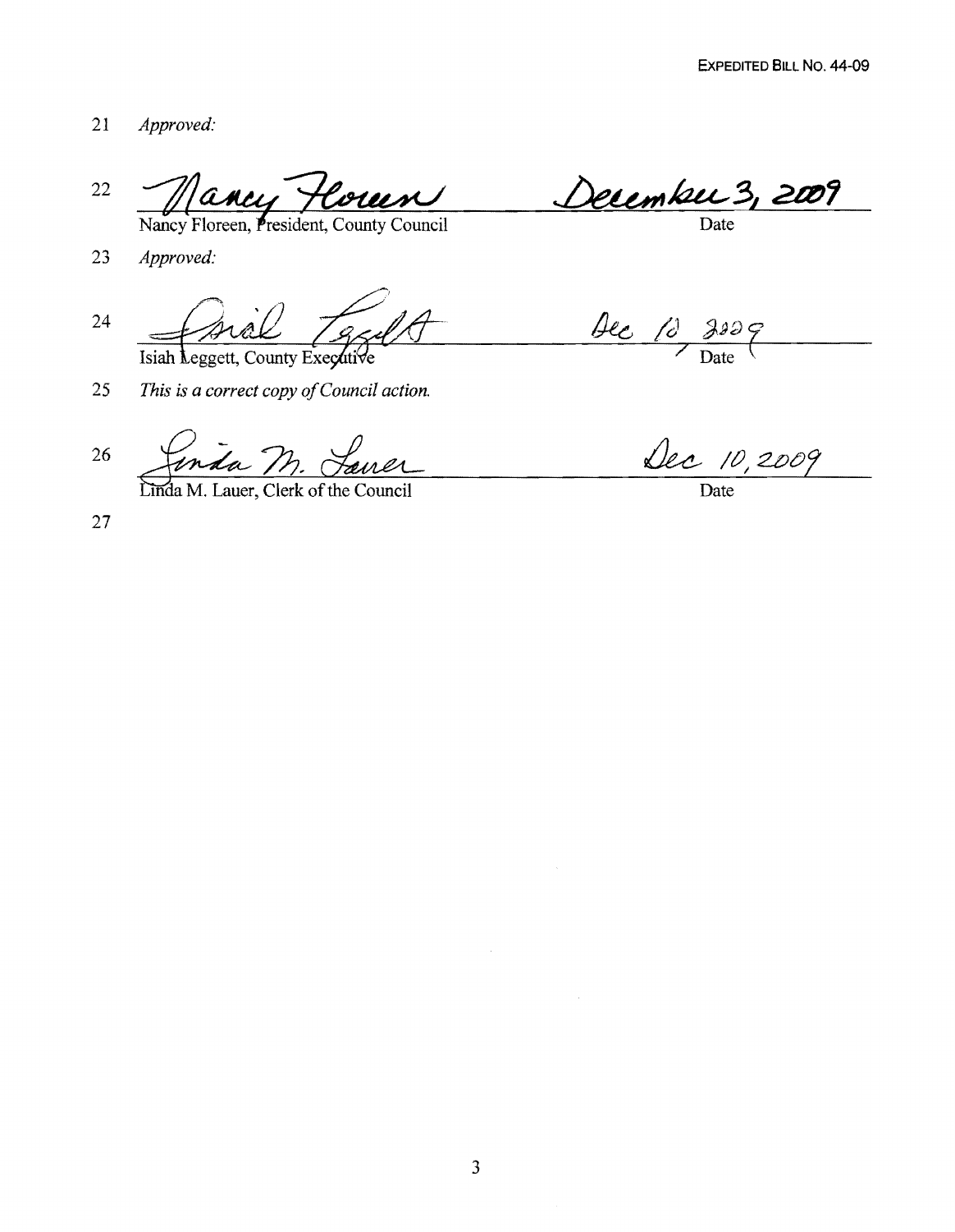21 *Approved:*

22 Nancy Floreen — December 3, 2009

Nancy Floreen, President, County Council — Date

23 *Approved:*

24 Isiah Leggett — Dec 10, 2009

Isiah Leggett, County Executive — Date

25 *This is a correct copy of Council action.*

26 Linda M. Lauer — Dec 10, 2009

Linda M. Lauer, Clerk of the Council — Date

27